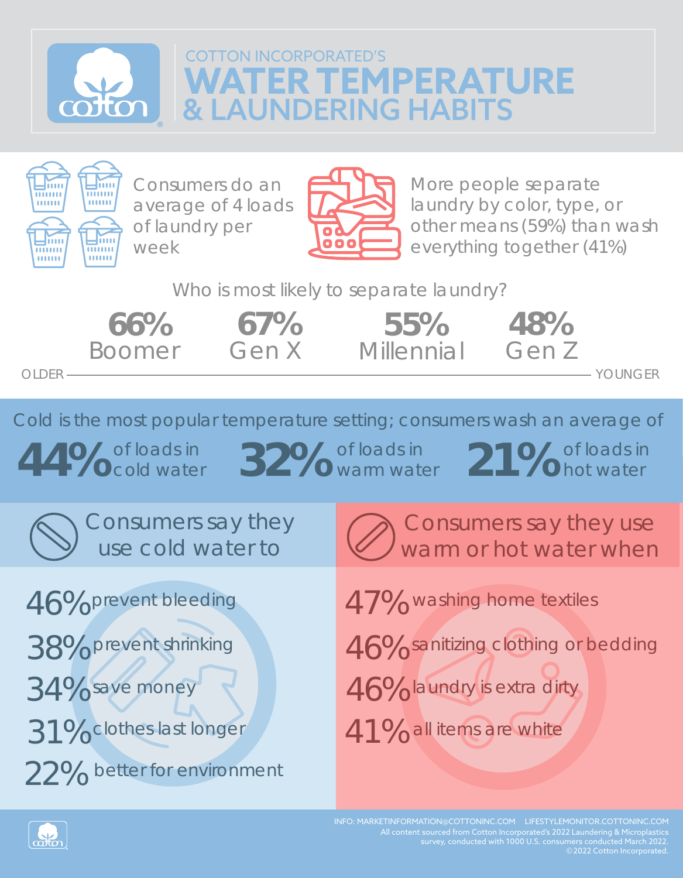# COTTON INCORPORATED'S WATER TEMPERATURE & LAUNDERING HABITS

Consumers do an average of 4 loads of laundry per week

More people separate laundry by color, type, or other means (59%) than wash everything together (41%)

## Who is most likely to separate laundry?

| Boomer | Gen X | Millennial | Gen Z |
|---|---|---|---|
| 66% | 67% | 55% | 48% |

OLDER — YOUNGER

## Cold is the most popular temperature setting; consumers wash an average of

- **44%** of loads in cold water
- **32%** of loads in warm water
- **21%** of loads in hot water

### Consumers say they use cold water to

- 46% prevent bleeding
- 38% prevent shrinking
- 34% save money
- 31% clothes last longer
- 22% better for environment

### Consumers say they use warm or hot water when

- 47% washing home textiles
- 46% sanitizing clothing or bedding
- 46% laundry is extra dirty
- 41% all items are white

INFO: MARKETINFORMATION@COTTONINC.COM LIFESTYLEMONITOR.COTTONINC.COM
All content sourced from Cotton Incorporated's 2022 Laundering & Microplastics survey, conducted with 1000 U.S. consumers conducted March 2022.
©2022 Cotton Incorporated.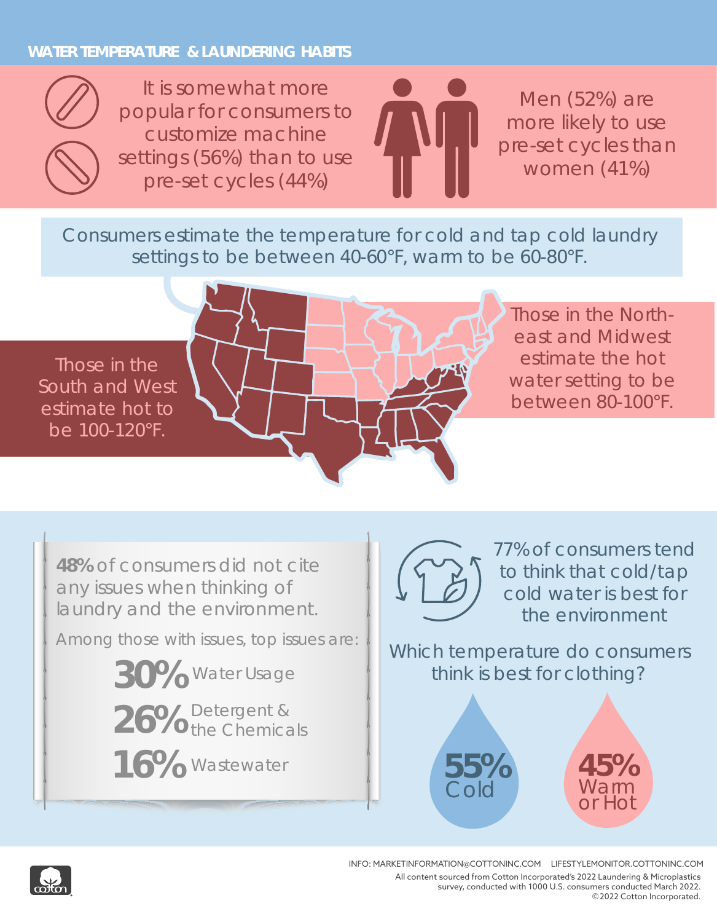## WATER TEMPERATURE & LAUNDERING HABITS

It is somewhat more popular for consumers to customize machine settings (56%) than to use pre-set cycles (44%)

Men (52%) are more likely to use pre-set cycles than women (41%)

Consumers estimate the temperature for cold and tap cold laundry settings to be between 40-60°F, warm to be 60-80°F.

Those in the South and West estimate hot to be 100-120°F.

Those in the North-east and Midwest estimate the hot water setting to be between 80-100°F.

**48%** of consumers did not cite any issues when thinking of laundry and the environment.

Among those with issues, top issues are:

- **30%** Water Usage
- **26%** Detergent & the Chemicals
- **16%** Wastewater

77% of consumers tend to think that cold/tap cold water is best for the environment

Which temperature do consumers think is best for clothing?

**55%** Cold

**45%** Warm or Hot

INFO: MARKETINFORMATION@COTTONINC.COM LIFESTYLEMONITOR.COTTONINC.COM

All content sourced from Cotton Incorporated's 2022 Laundering & Microplastics survey, conducted with 1000 U.S. consumers conducted March 2022.

©2022 Cotton Incorporated.